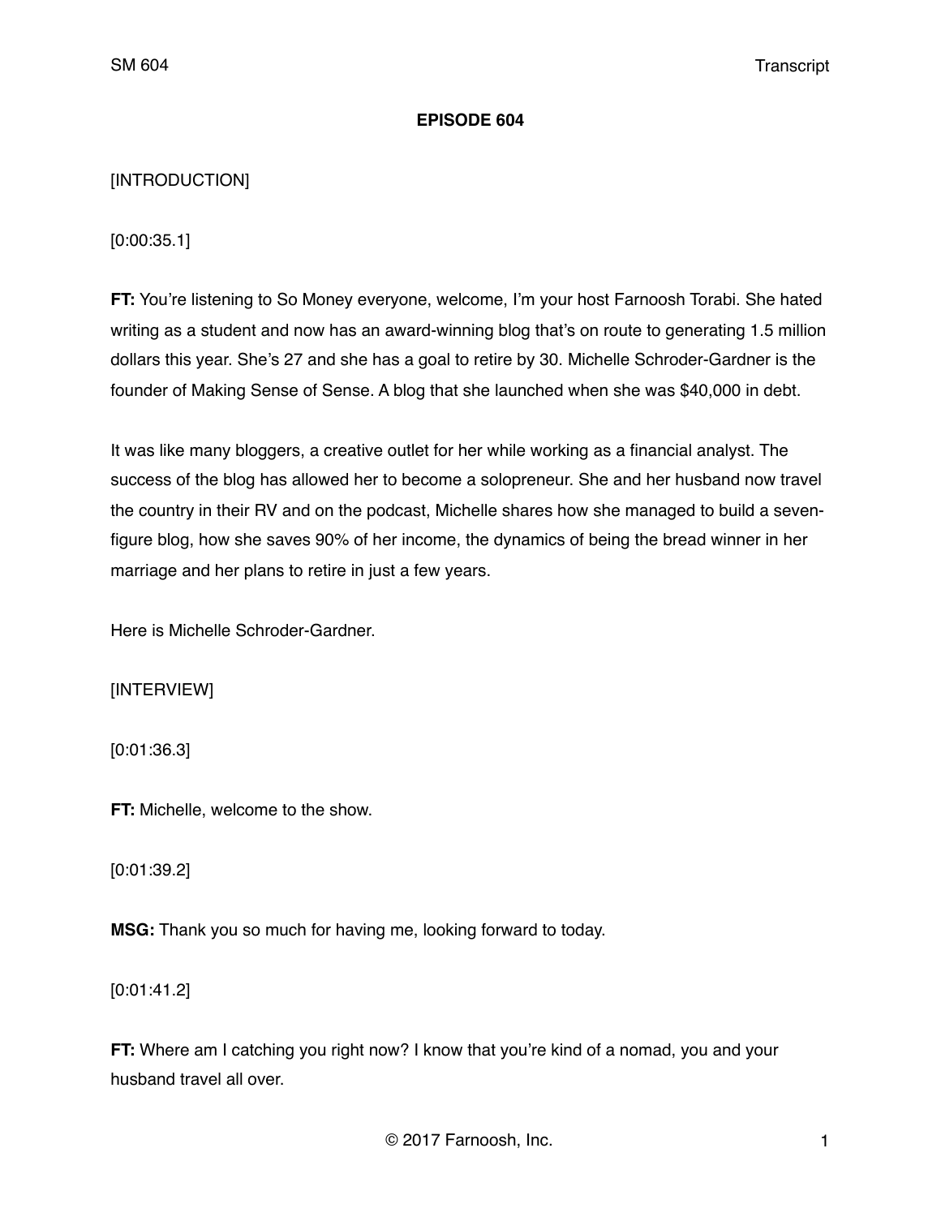**EPISODE 604**

[INTRODUCTION]

[0:00:35.1]

**FT:** You're listening to So Money everyone, welcome, I'm your host Farnoosh Torabi. She hated writing as a student and now has an award-winning blog that's on route to generating 1.5 million dollars this year. She's 27 and she has a goal to retire by 30. Michelle Schroder-Gardner is the founder of Making Sense of Sense. A blog that she launched when she was $40,000 in debt.

It was like many bloggers, a creative outlet for her while working as a financial analyst. The success of the blog has allowed her to become a solopreneur. She and her husband now travel the country in their RV and on the podcast, Michelle shares how she managed to build a seven-figure blog, how she saves 90% of her income, the dynamics of being the bread winner in her marriage and her plans to retire in just a few years.

Here is Michelle Schroder-Gardner.

[INTERVIEW]

[0:01:36.3]

**FT:** Michelle, welcome to the show.

[0:01:39.2]

**MSG:** Thank you so much for having me, looking forward to today.

[0:01:41.2]

**FT:** Where am I catching you right now? I know that you're kind of a nomad, you and your husband travel all over.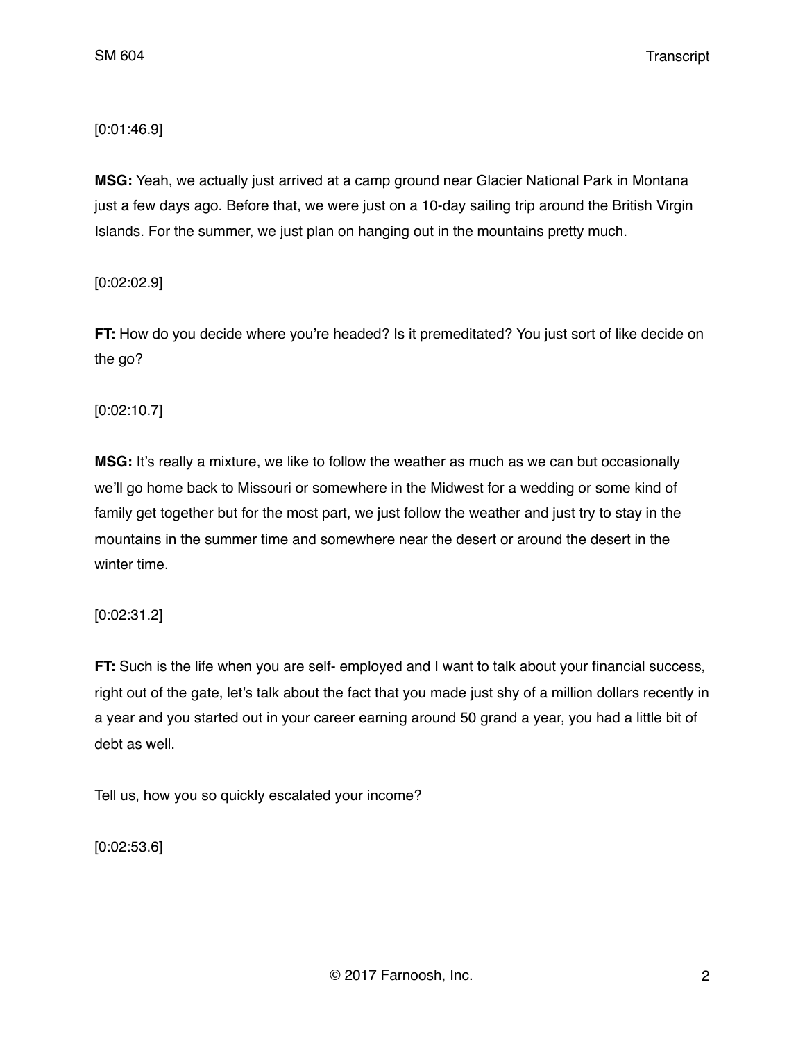[0:01:46.9]

**MSG:** Yeah, we actually just arrived at a camp ground near Glacier National Park in Montana just a few days ago. Before that, we were just on a 10-day sailing trip around the British Virgin Islands. For the summer, we just plan on hanging out in the mountains pretty much.

[0:02:02.9]

**FT:** How do you decide where you're headed? Is it premeditated? You just sort of like decide on the go?

[0:02:10.7]

**MSG:** It's really a mixture, we like to follow the weather as much as we can but occasionally we'll go home back to Missouri or somewhere in the Midwest for a wedding or some kind of family get together but for the most part, we just follow the weather and just try to stay in the mountains in the summer time and somewhere near the desert or around the desert in the winter time.

[0:02:31.2]

**FT:** Such is the life when you are self- employed and I want to talk about your financial success, right out of the gate, let's talk about the fact that you made just shy of a million dollars recently in a year and you started out in your career earning around 50 grand a year, you had a little bit of debt as well.

Tell us, how you so quickly escalated your income?

[0:02:53.6]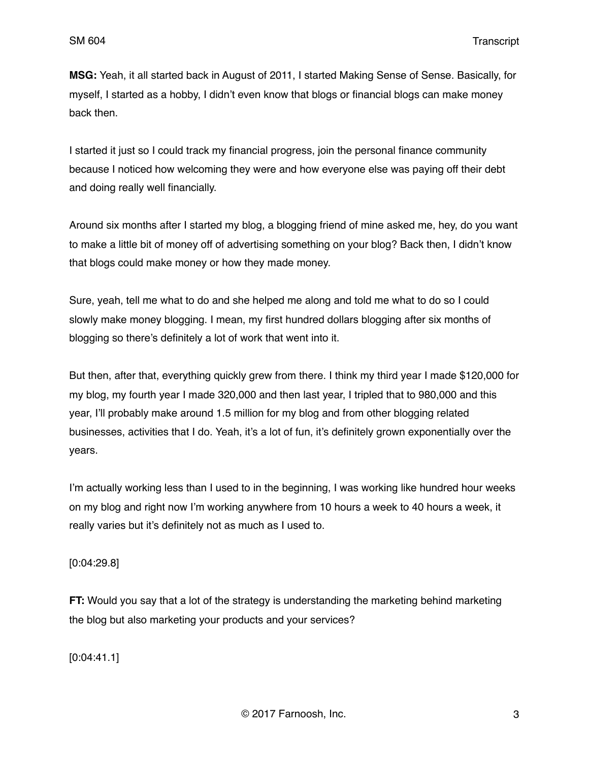**MSG:** Yeah, it all started back in August of 2011, I started Making Sense of Sense. Basically, for myself, I started as a hobby, I didn't even know that blogs or financial blogs can make money back then.

I started it just so I could track my financial progress, join the personal finance community because I noticed how welcoming they were and how everyone else was paying off their debt and doing really well financially.

Around six months after I started my blog, a blogging friend of mine asked me, hey, do you want to make a little bit of money off of advertising something on your blog? Back then, I didn't know that blogs could make money or how they made money.

Sure, yeah, tell me what to do and she helped me along and told me what to do so I could slowly make money blogging. I mean, my first hundred dollars blogging after six months of blogging so there's definitely a lot of work that went into it.

But then, after that, everything quickly grew from there. I think my third year I made $120,000 for my blog, my fourth year I made 320,000 and then last year, I tripled that to 980,000 and this year, I'll probably make around 1.5 million for my blog and from other blogging related businesses, activities that I do. Yeah, it's a lot of fun, it's definitely grown exponentially over the years.

I'm actually working less than I used to in the beginning, I was working like hundred hour weeks on my blog and right now I'm working anywhere from 10 hours a week to 40 hours a week, it really varies but it's definitely not as much as I used to.

[0:04:29.8]

**FT:** Would you say that a lot of the strategy is understanding the marketing behind marketing the blog but also marketing your products and your services?

[0:04:41.1]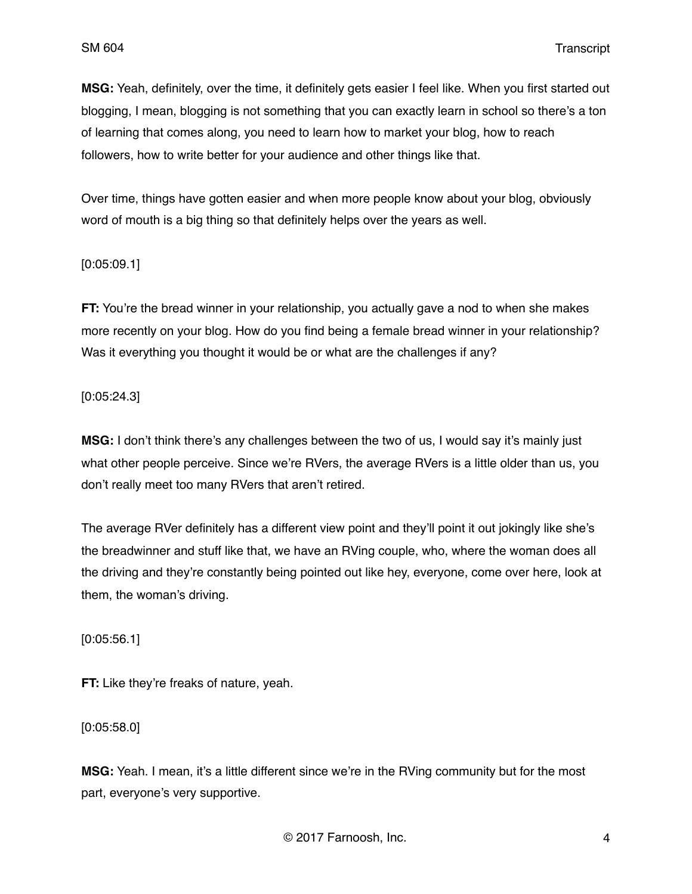**MSG:** Yeah, definitely, over the time, it definitely gets easier I feel like. When you first started out blogging, I mean, blogging is not something that you can exactly learn in school so there's a ton of learning that comes along, you need to learn how to market your blog, how to reach followers, how to write better for your audience and other things like that.

Over time, things have gotten easier and when more people know about your blog, obviously word of mouth is a big thing so that definitely helps over the years as well.

[0:05:09.1]

**FT:** You're the bread winner in your relationship, you actually gave a nod to when she makes more recently on your blog. How do you find being a female bread winner in your relationship? Was it everything you thought it would be or what are the challenges if any?

[0:05:24.3]

**MSG:** I don't think there's any challenges between the two of us, I would say it's mainly just what other people perceive. Since we're RVers, the average RVers is a little older than us, you don't really meet too many RVers that aren't retired.

The average RVer definitely has a different view point and they'll point it out jokingly like she's the breadwinner and stuff like that, we have an RVing couple, who, where the woman does all the driving and they're constantly being pointed out like hey, everyone, come over here, look at them, the woman's driving.

[0:05:56.1]

**FT:** Like they're freaks of nature, yeah.

[0:05:58.0]

**MSG:** Yeah. I mean, it's a little different since we're in the RVing community but for the most part, everyone's very supportive.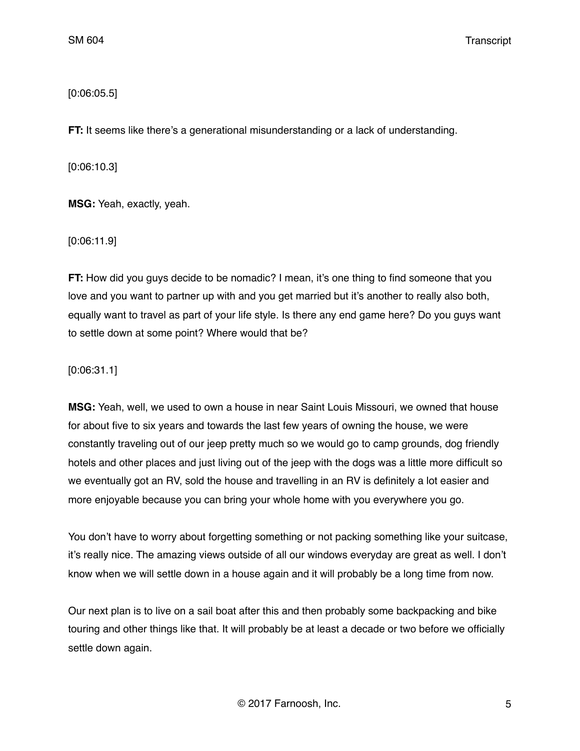[0:06:05.5]

**FT:** It seems like there's a generational misunderstanding or a lack of understanding.

[0:06:10.3]

**MSG:** Yeah, exactly, yeah.

[0:06:11.9]

**FT:** How did you guys decide to be nomadic? I mean, it's one thing to find someone that you love and you want to partner up with and you get married but it's another to really also both, equally want to travel as part of your life style. Is there any end game here? Do you guys want to settle down at some point? Where would that be?

[0:06:31.1]

**MSG:** Yeah, well, we used to own a house in near Saint Louis Missouri, we owned that house for about five to six years and towards the last few years of owning the house, we were constantly traveling out of our jeep pretty much so we would go to camp grounds, dog friendly hotels and other places and just living out of the jeep with the dogs was a little more difficult so we eventually got an RV, sold the house and travelling in an RV is definitely a lot easier and more enjoyable because you can bring your whole home with you everywhere you go.

You don't have to worry about forgetting something or not packing something like your suitcase, it's really nice. The amazing views outside of all our windows everyday are great as well. I don't know when we will settle down in a house again and it will probably be a long time from now.

Our next plan is to live on a sail boat after this and then probably some backpacking and bike touring and other things like that. It will probably be at least a decade or two before we officially settle down again.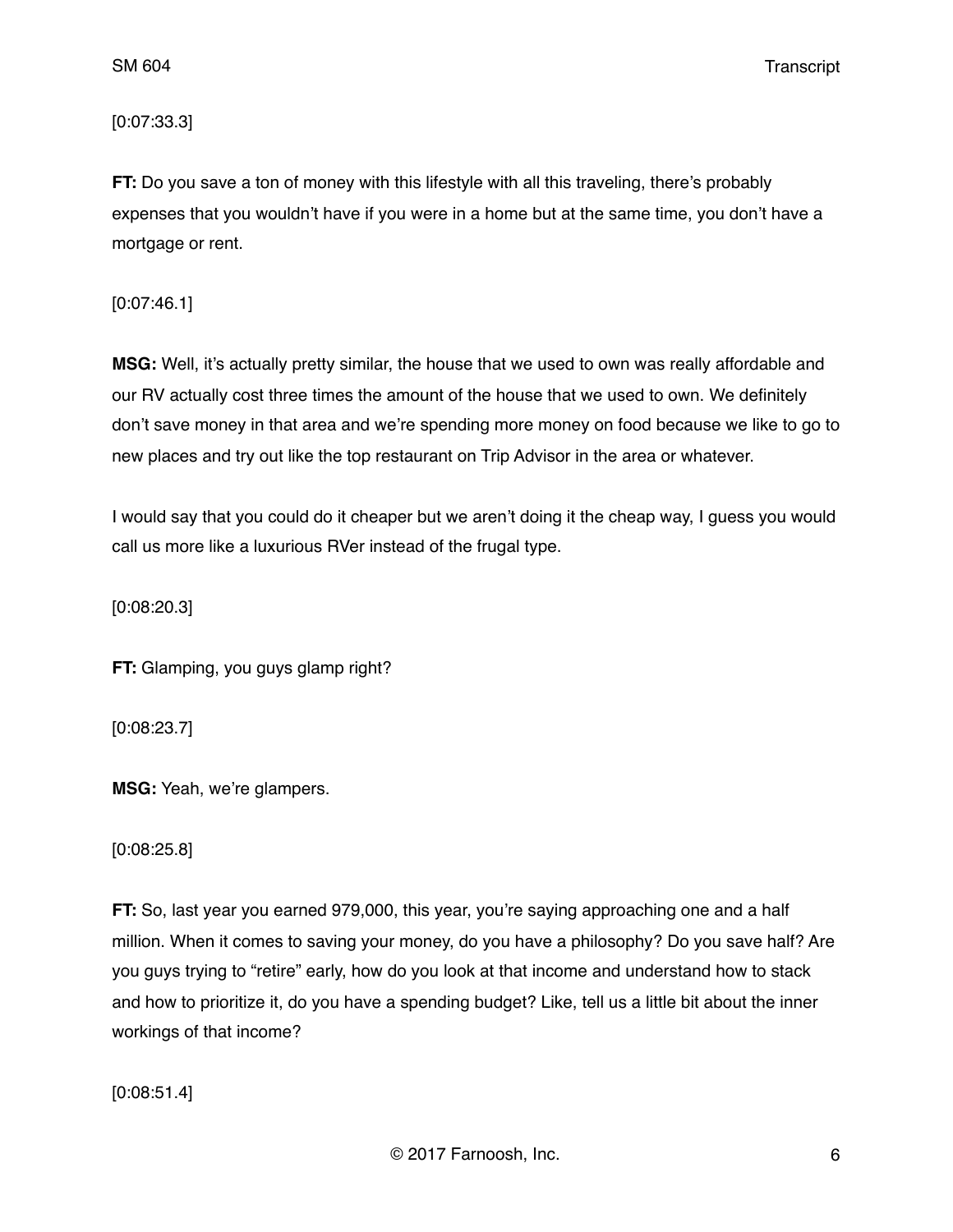[0:07:33.3]

**FT:** Do you save a ton of money with this lifestyle with all this traveling, there's probably expenses that you wouldn't have if you were in a home but at the same time, you don't have a mortgage or rent.

[0:07:46.1]

**MSG:** Well, it's actually pretty similar, the house that we used to own was really affordable and our RV actually cost three times the amount of the house that we used to own. We definitely don't save money in that area and we're spending more money on food because we like to go to new places and try out like the top restaurant on Trip Advisor in the area or whatever.

I would say that you could do it cheaper but we aren't doing it the cheap way, I guess you would call us more like a luxurious RVer instead of the frugal type.

[0:08:20.3]

**FT:** Glamping, you guys glamp right?

[0:08:23.7]

**MSG:** Yeah, we're glampers.

[0:08:25.8]

**FT:** So, last year you earned 979,000, this year, you're saying approaching one and a half million. When it comes to saving your money, do you have a philosophy? Do you save half? Are you guys trying to "retire" early, how do you look at that income and understand how to stack and how to prioritize it, do you have a spending budget? Like, tell us a little bit about the inner workings of that income?

[0:08:51.4]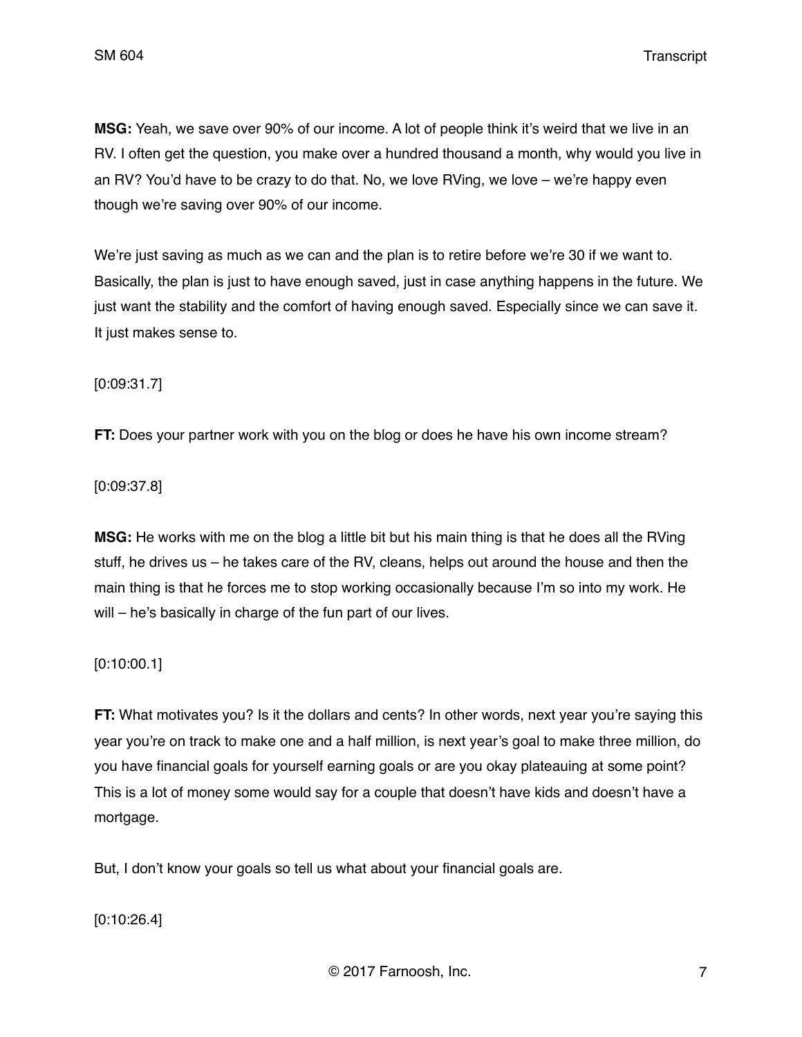**MSG:** Yeah, we save over 90% of our income. A lot of people think it's weird that we live in an RV. I often get the question, you make over a hundred thousand a month, why would you live in an RV? You'd have to be crazy to do that. No, we love RVing, we love – we're happy even though we're saving over 90% of our income.

We're just saving as much as we can and the plan is to retire before we're 30 if we want to. Basically, the plan is just to have enough saved, just in case anything happens in the future. We just want the stability and the comfort of having enough saved. Especially since we can save it. It just makes sense to.

[0:09:31.7]

**FT:** Does your partner work with you on the blog or does he have his own income stream?

[0:09:37.8]

**MSG:** He works with me on the blog a little bit but his main thing is that he does all the RVing stuff, he drives us – he takes care of the RV, cleans, helps out around the house and then the main thing is that he forces me to stop working occasionally because I'm so into my work. He will – he's basically in charge of the fun part of our lives.

[0:10:00.1]

**FT:** What motivates you? Is it the dollars and cents? In other words, next year you're saying this year you're on track to make one and a half million, is next year's goal to make three million, do you have financial goals for yourself earning goals or are you okay plateauing at some point? This is a lot of money some would say for a couple that doesn't have kids and doesn't have a mortgage.

But, I don't know your goals so tell us what about your financial goals are.

[0:10:26.4]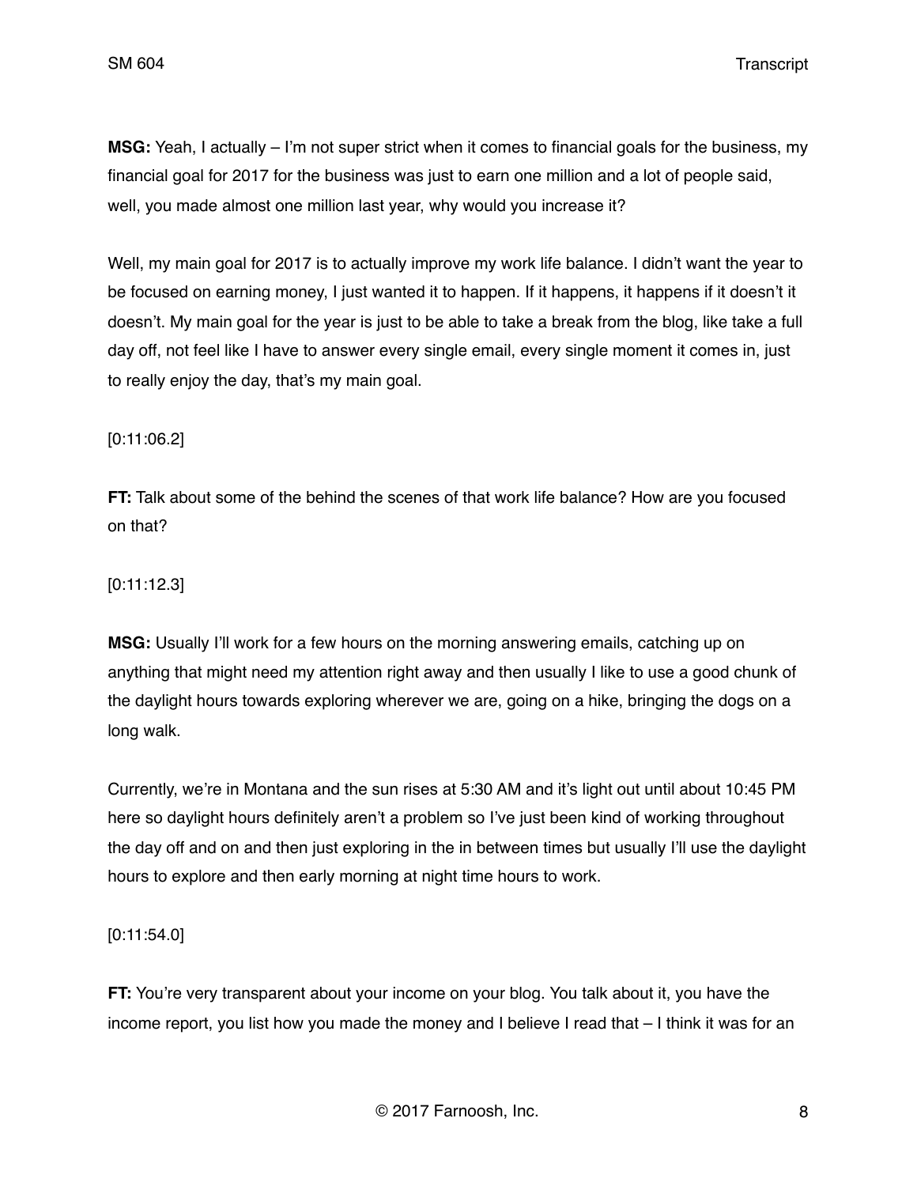**MSG:** Yeah, I actually – I'm not super strict when it comes to financial goals for the business, my financial goal for 2017 for the business was just to earn one million and a lot of people said, well, you made almost one million last year, why would you increase it?

Well, my main goal for 2017 is to actually improve my work life balance. I didn't want the year to be focused on earning money, I just wanted it to happen. If it happens, it happens if it doesn't it doesn't. My main goal for the year is just to be able to take a break from the blog, like take a full day off, not feel like I have to answer every single email, every single moment it comes in, just to really enjoy the day, that's my main goal.

[0:11:06.2]

**FT:** Talk about some of the behind the scenes of that work life balance? How are you focused on that?

[0:11:12.3]

**MSG:** Usually I'll work for a few hours on the morning answering emails, catching up on anything that might need my attention right away and then usually I like to use a good chunk of the daylight hours towards exploring wherever we are, going on a hike, bringing the dogs on a long walk.

Currently, we're in Montana and the sun rises at 5:30 AM and it's light out until about 10:45 PM here so daylight hours definitely aren't a problem so I've just been kind of working throughout the day off and on and then just exploring in the in between times but usually I'll use the daylight hours to explore and then early morning at night time hours to work.

[0:11:54.0]

**FT:** You're very transparent about your income on your blog. You talk about it, you have the income report, you list how you made the money and I believe I read that – I think it was for an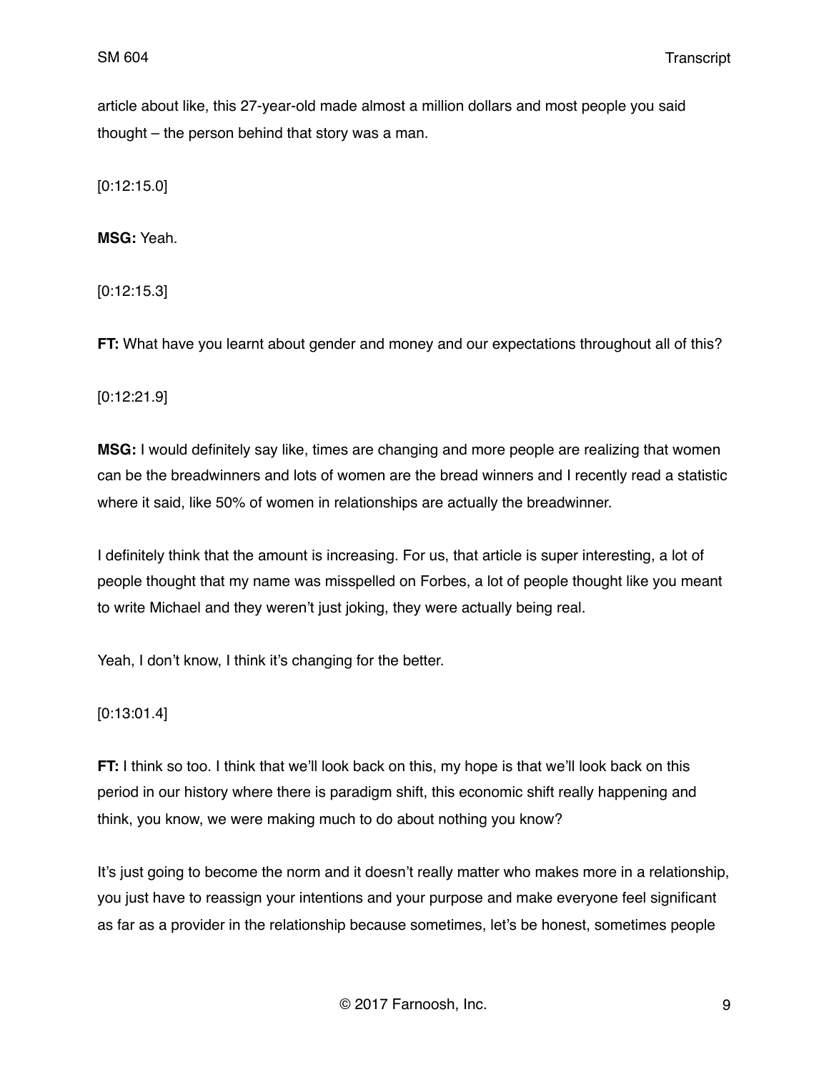article about like, this 27-year-old made almost a million dollars and most people you said thought – the person behind that story was a man.

[0:12:15.0]

**MSG:** Yeah.

[0:12:15.3]

**FT:** What have you learnt about gender and money and our expectations throughout all of this?

[0:12:21.9]

**MSG:** I would definitely say like, times are changing and more people are realizing that women can be the breadwinners and lots of women are the bread winners and I recently read a statistic where it said, like 50% of women in relationships are actually the breadwinner.

I definitely think that the amount is increasing. For us, that article is super interesting, a lot of people thought that my name was misspelled on Forbes, a lot of people thought like you meant to write Michael and they weren't just joking, they were actually being real.

Yeah, I don't know, I think it's changing for the better.

[0:13:01.4]

**FT:** I think so too. I think that we'll look back on this, my hope is that we'll look back on this period in our history where there is paradigm shift, this economic shift really happening and think, you know, we were making much to do about nothing you know?

It's just going to become the norm and it doesn't really matter who makes more in a relationship, you just have to reassign your intentions and your purpose and make everyone feel significant as far as a provider in the relationship because sometimes, let's be honest, sometimes people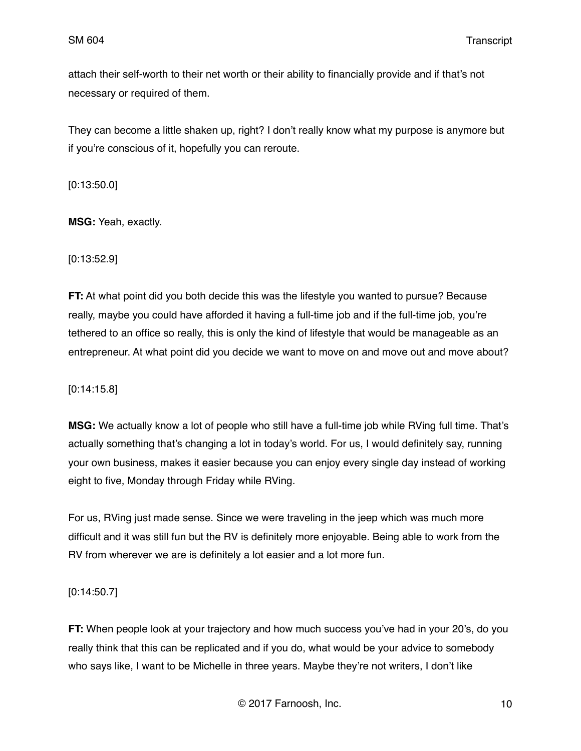attach their self-worth to their net worth or their ability to financially provide and if that's not necessary or required of them.

They can become a little shaken up, right? I don't really know what my purpose is anymore but if you're conscious of it, hopefully you can reroute.

[0:13:50.0]

**MSG:** Yeah, exactly.

[0:13:52.9]

**FT:** At what point did you both decide this was the lifestyle you wanted to pursue? Because really, maybe you could have afforded it having a full-time job and if the full-time job, you're tethered to an office so really, this is only the kind of lifestyle that would be manageable as an entrepreneur. At what point did you decide we want to move on and move out and move about?

[0:14:15.8]

**MSG:** We actually know a lot of people who still have a full-time job while RVing full time. That's actually something that's changing a lot in today's world. For us, I would definitely say, running your own business, makes it easier because you can enjoy every single day instead of working eight to five, Monday through Friday while RVing.

For us, RVing just made sense. Since we were traveling in the jeep which was much more difficult and it was still fun but the RV is definitely more enjoyable. Being able to work from the RV from wherever we are is definitely a lot easier and a lot more fun.

[0:14:50.7]

**FT:** When people look at your trajectory and how much success you've had in your 20's, do you really think that this can be replicated and if you do, what would be your advice to somebody who says like, I want to be Michelle in three years. Maybe they're not writers, I don't like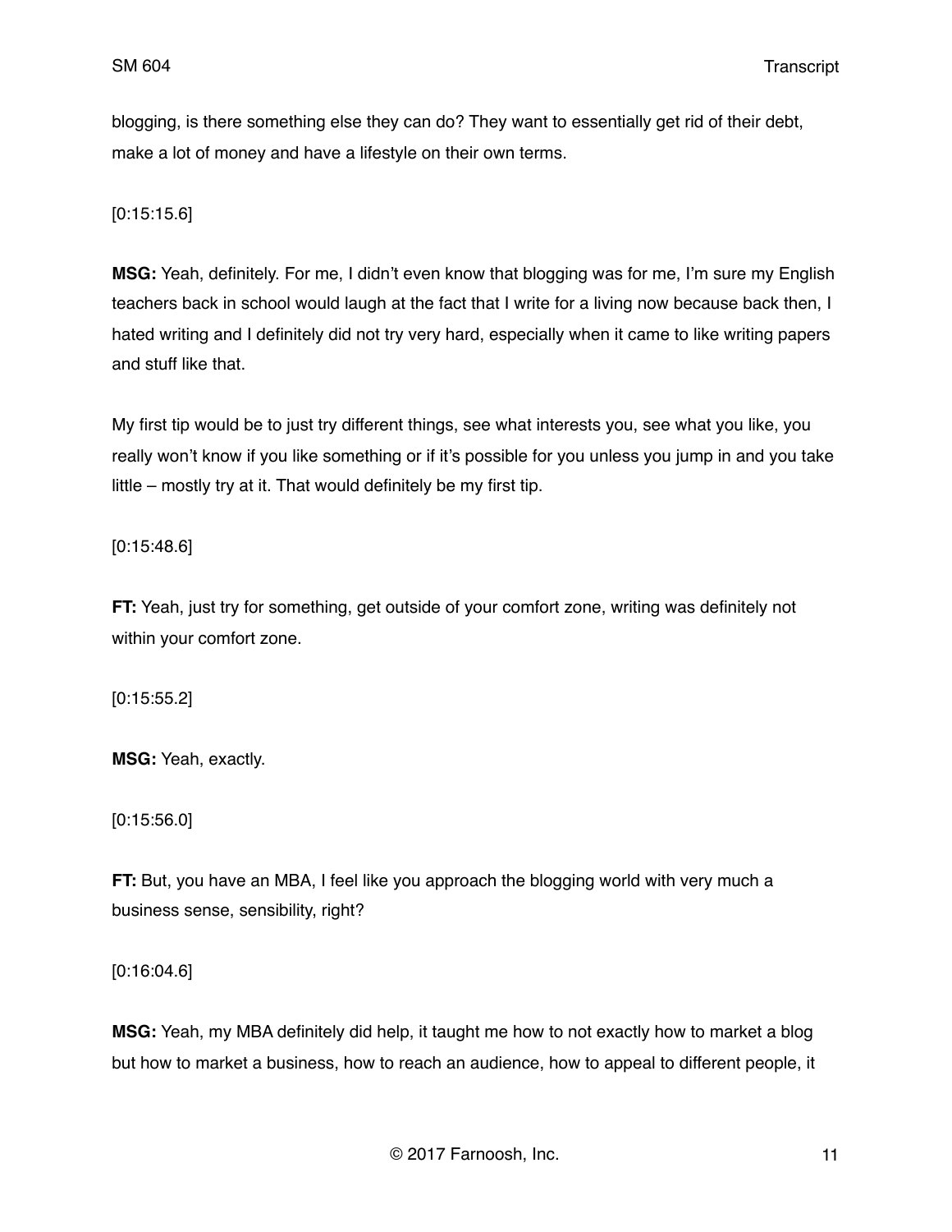blogging, is there something else they can do? They want to essentially get rid of their debt, make a lot of money and have a lifestyle on their own terms.

[0:15:15.6]

**MSG:** Yeah, definitely. For me, I didn't even know that blogging was for me, I'm sure my English teachers back in school would laugh at the fact that I write for a living now because back then, I hated writing and I definitely did not try very hard, especially when it came to like writing papers and stuff like that.

My first tip would be to just try different things, see what interests you, see what you like, you really won't know if you like something or if it's possible for you unless you jump in and you take little – mostly try at it. That would definitely be my first tip.

[0:15:48.6]

**FT:** Yeah, just try for something, get outside of your comfort zone, writing was definitely not within your comfort zone.

[0:15:55.2]

**MSG:** Yeah, exactly.

[0:15:56.0]

**FT:** But, you have an MBA, I feel like you approach the blogging world with very much a business sense, sensibility, right?

[0:16:04.6]

**MSG:** Yeah, my MBA definitely did help, it taught me how to not exactly how to market a blog but how to market a business, how to reach an audience, how to appeal to different people, it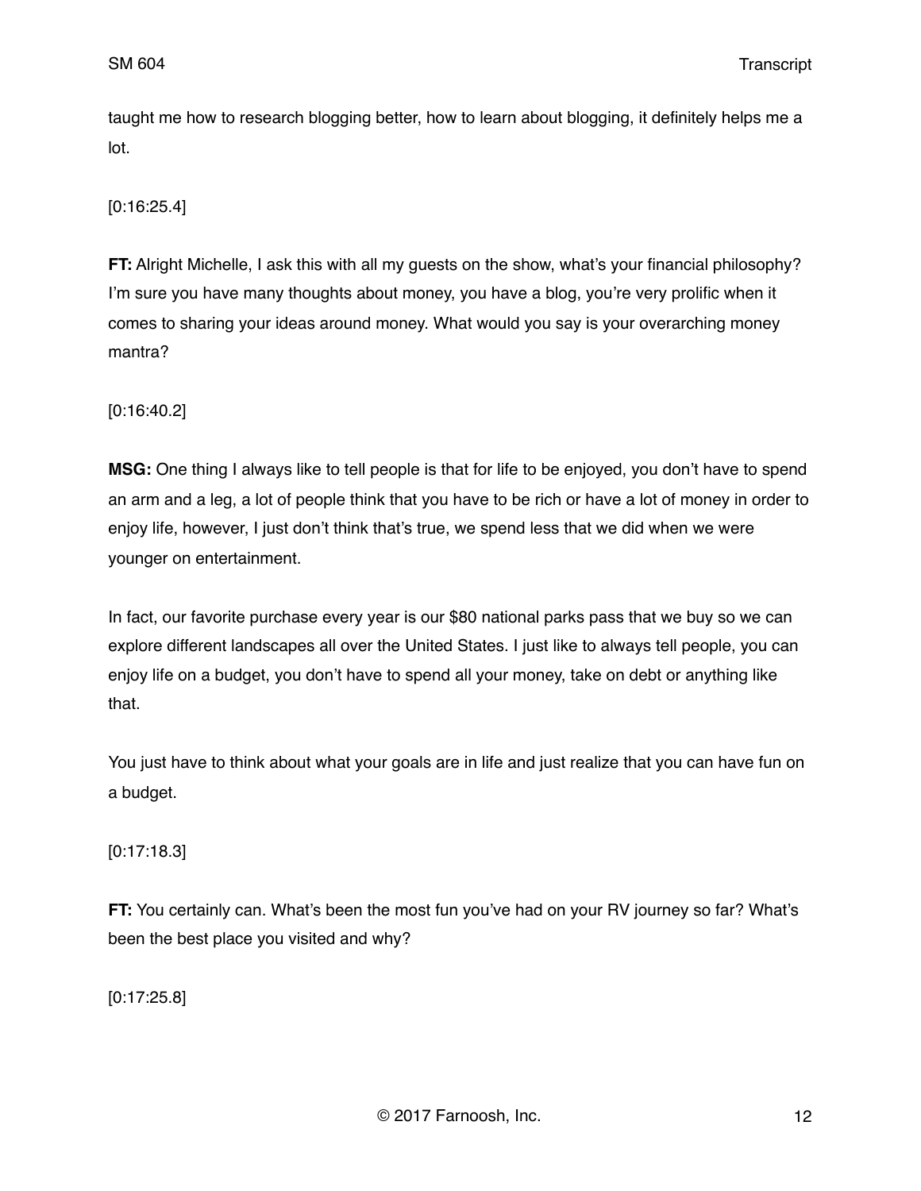taught me how to research blogging better, how to learn about blogging, it definitely helps me a lot.

[0:16:25.4]

**FT:** Alright Michelle, I ask this with all my guests on the show, what's your financial philosophy? I'm sure you have many thoughts about money, you have a blog, you're very prolific when it comes to sharing your ideas around money. What would you say is your overarching money mantra?

[0:16:40.2]

**MSG:** One thing I always like to tell people is that for life to be enjoyed, you don't have to spend an arm and a leg, a lot of people think that you have to be rich or have a lot of money in order to enjoy life, however, I just don't think that's true, we spend less that we did when we were younger on entertainment.

In fact, our favorite purchase every year is our $80 national parks pass that we buy so we can explore different landscapes all over the United States. I just like to always tell people, you can enjoy life on a budget, you don't have to spend all your money, take on debt or anything like that.

You just have to think about what your goals are in life and just realize that you can have fun on a budget.

[0:17:18.3]

**FT:** You certainly can. What's been the most fun you've had on your RV journey so far? What's been the best place you visited and why?

[0:17:25.8]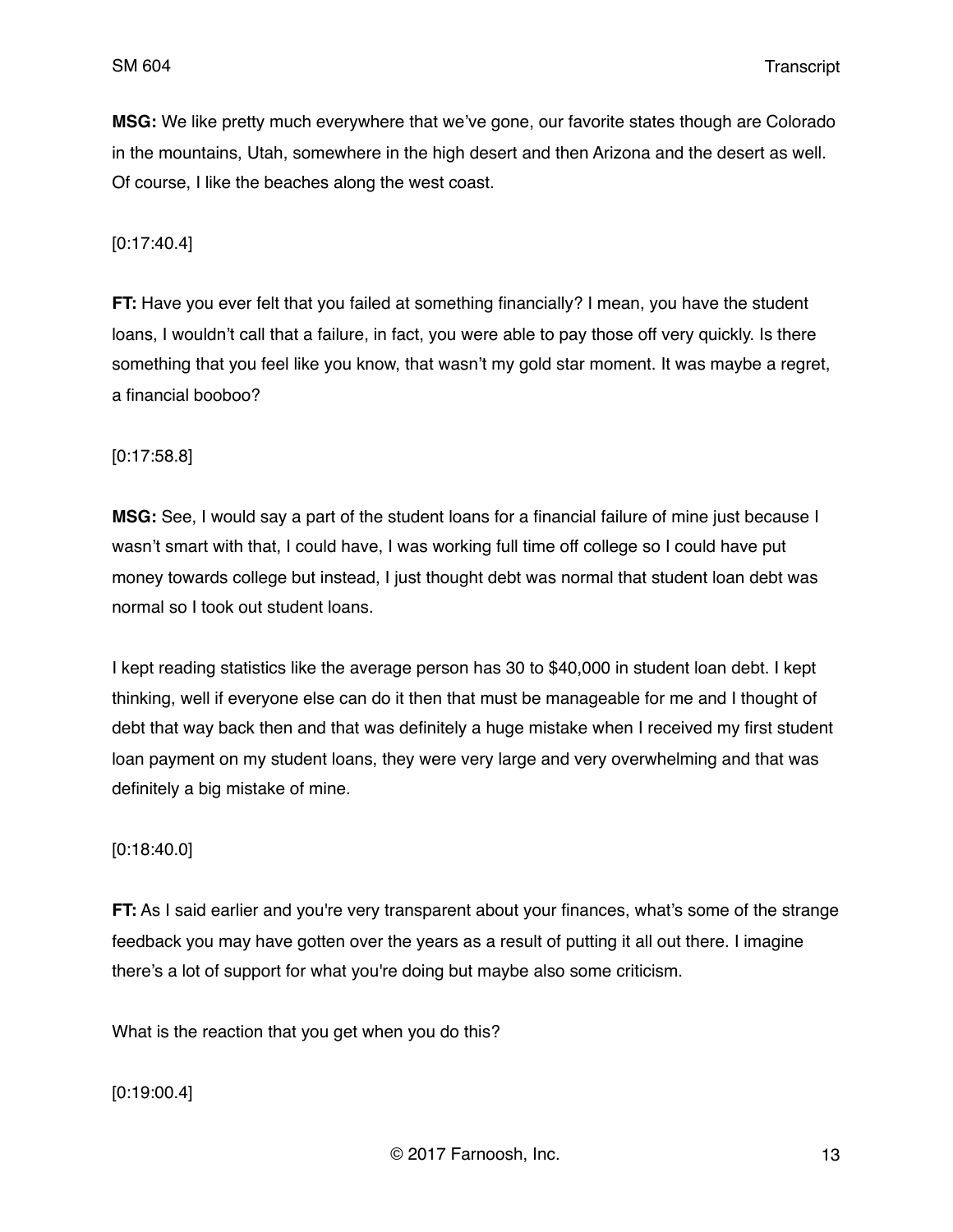**MSG:** We like pretty much everywhere that we've gone, our favorite states though are Colorado in the mountains, Utah, somewhere in the high desert and then Arizona and the desert as well. Of course, I like the beaches along the west coast.

[0:17:40.4]

**FT:** Have you ever felt that you failed at something financially? I mean, you have the student loans, I wouldn't call that a failure, in fact, you were able to pay those off very quickly. Is there something that you feel like you know, that wasn't my gold star moment. It was maybe a regret, a financial booboo?

[0:17:58.8]

**MSG:** See, I would say a part of the student loans for a financial failure of mine just because I wasn't smart with that, I could have, I was working full time off college so I could have put money towards college but instead, I just thought debt was normal that student loan debt was normal so I took out student loans.

I kept reading statistics like the average person has 30 to $40,000 in student loan debt. I kept thinking, well if everyone else can do it then that must be manageable for me and I thought of debt that way back then and that was definitely a huge mistake when I received my first student loan payment on my student loans, they were very large and very overwhelming and that was definitely a big mistake of mine.

[0:18:40.0]

**FT:** As I said earlier and you're very transparent about your finances, what's some of the strange feedback you may have gotten over the years as a result of putting it all out there. I imagine there's a lot of support for what you're doing but maybe also some criticism.

What is the reaction that you get when you do this?

[0:19:00.4]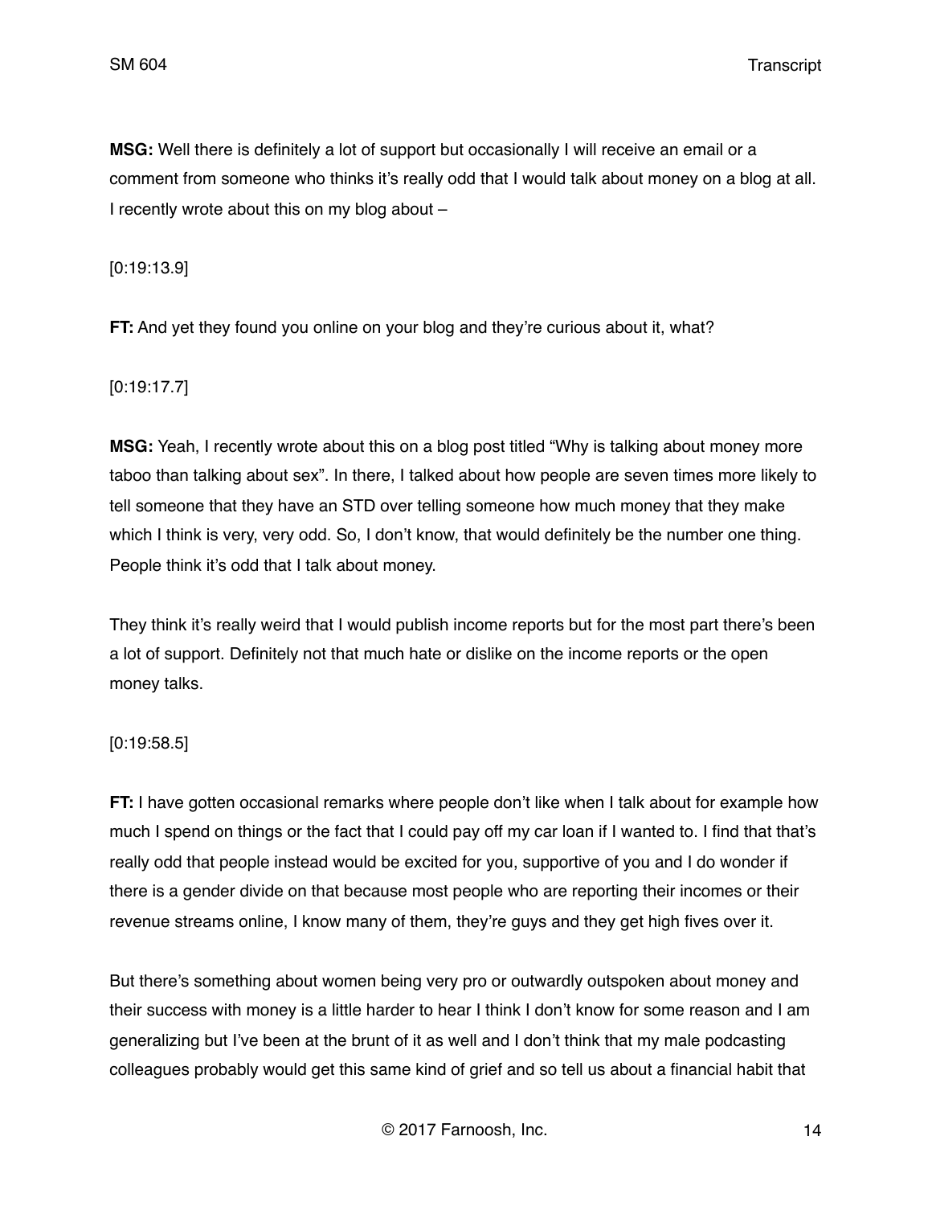**MSG:** Well there is definitely a lot of support but occasionally I will receive an email or a comment from someone who thinks it's really odd that I would talk about money on a blog at all. I recently wrote about this on my blog about –

[0:19:13.9]

**FT:** And yet they found you online on your blog and they're curious about it, what?

[0:19:17.7]

**MSG:** Yeah, I recently wrote about this on a blog post titled "Why is talking about money more taboo than talking about sex". In there, I talked about how people are seven times more likely to tell someone that they have an STD over telling someone how much money that they make which I think is very, very odd. So, I don't know, that would definitely be the number one thing. People think it's odd that I talk about money.

They think it's really weird that I would publish income reports but for the most part there's been a lot of support. Definitely not that much hate or dislike on the income reports or the open money talks.

[0:19:58.5]

**FT:** I have gotten occasional remarks where people don't like when I talk about for example how much I spend on things or the fact that I could pay off my car loan if I wanted to. I find that that's really odd that people instead would be excited for you, supportive of you and I do wonder if there is a gender divide on that because most people who are reporting their incomes or their revenue streams online, I know many of them, they're guys and they get high fives over it.

But there's something about women being very pro or outwardly outspoken about money and their success with money is a little harder to hear I think I don't know for some reason and I am generalizing but I've been at the brunt of it as well and I don't think that my male podcasting colleagues probably would get this same kind of grief and so tell us about a financial habit that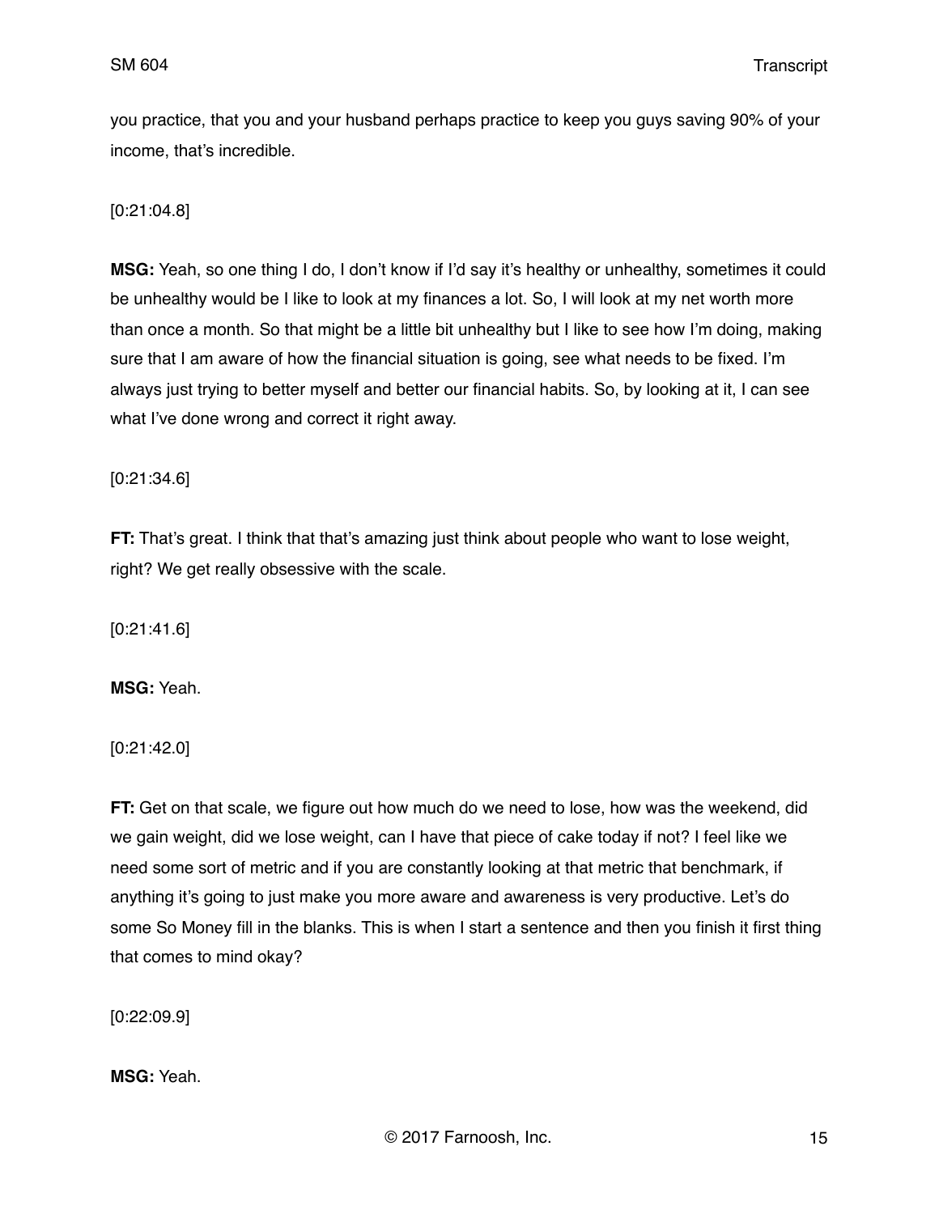you practice, that you and your husband perhaps practice to keep you guys saving 90% of your income, that's incredible.

[0:21:04.8]

**MSG:** Yeah, so one thing I do, I don't know if I'd say it's healthy or unhealthy, sometimes it could be unhealthy would be I like to look at my finances a lot. So, I will look at my net worth more than once a month. So that might be a little bit unhealthy but I like to see how I'm doing, making sure that I am aware of how the financial situation is going, see what needs to be fixed. I'm always just trying to better myself and better our financial habits. So, by looking at it, I can see what I've done wrong and correct it right away.

[0:21:34.6]

**FT:** That's great. I think that that's amazing just think about people who want to lose weight, right? We get really obsessive with the scale.

[0:21:41.6]

**MSG:** Yeah.

[0:21:42.0]

**FT:** Get on that scale, we figure out how much do we need to lose, how was the weekend, did we gain weight, did we lose weight, can I have that piece of cake today if not? I feel like we need some sort of metric and if you are constantly looking at that metric that benchmark, if anything it's going to just make you more aware and awareness is very productive. Let's do some So Money fill in the blanks. This is when I start a sentence and then you finish it first thing that comes to mind okay?

[0:22:09.9]

**MSG:** Yeah.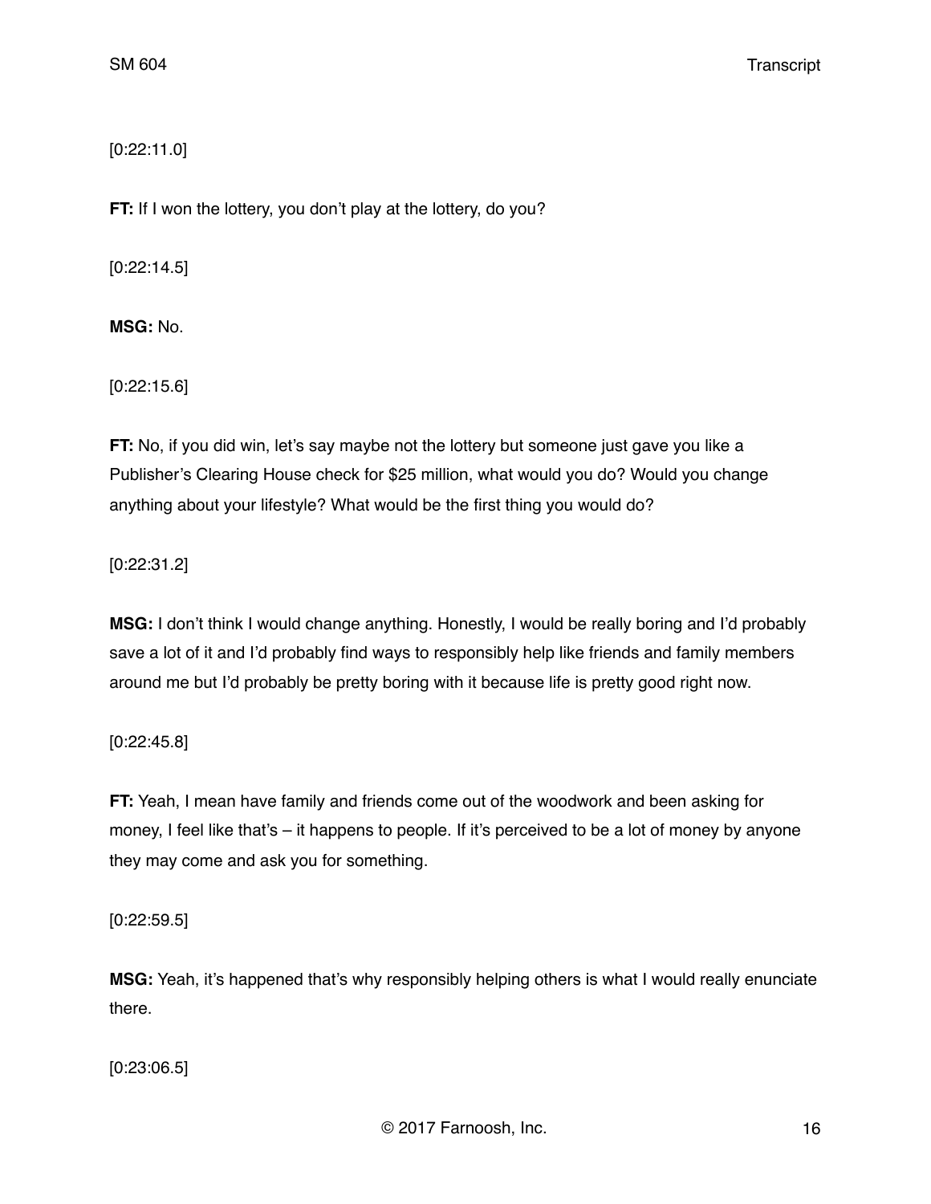[0:22:11.0]

**FT:** If I won the lottery, you don't play at the lottery, do you?

[0:22:14.5]

**MSG:** No.

[0:22:15.6]

**FT:** No, if you did win, let's say maybe not the lottery but someone just gave you like a Publisher's Clearing House check for $25 million, what would you do? Would you change anything about your lifestyle? What would be the first thing you would do?

[0:22:31.2]

**MSG:** I don't think I would change anything. Honestly, I would be really boring and I'd probably save a lot of it and I'd probably find ways to responsibly help like friends and family members around me but I'd probably be pretty boring with it because life is pretty good right now.

[0:22:45.8]

**FT:** Yeah, I mean have family and friends come out of the woodwork and been asking for money, I feel like that's – it happens to people. If it's perceived to be a lot of money by anyone they may come and ask you for something.

[0:22:59.5]

**MSG:** Yeah, it's happened that's why responsibly helping others is what I would really enunciate there.

[0:23:06.5]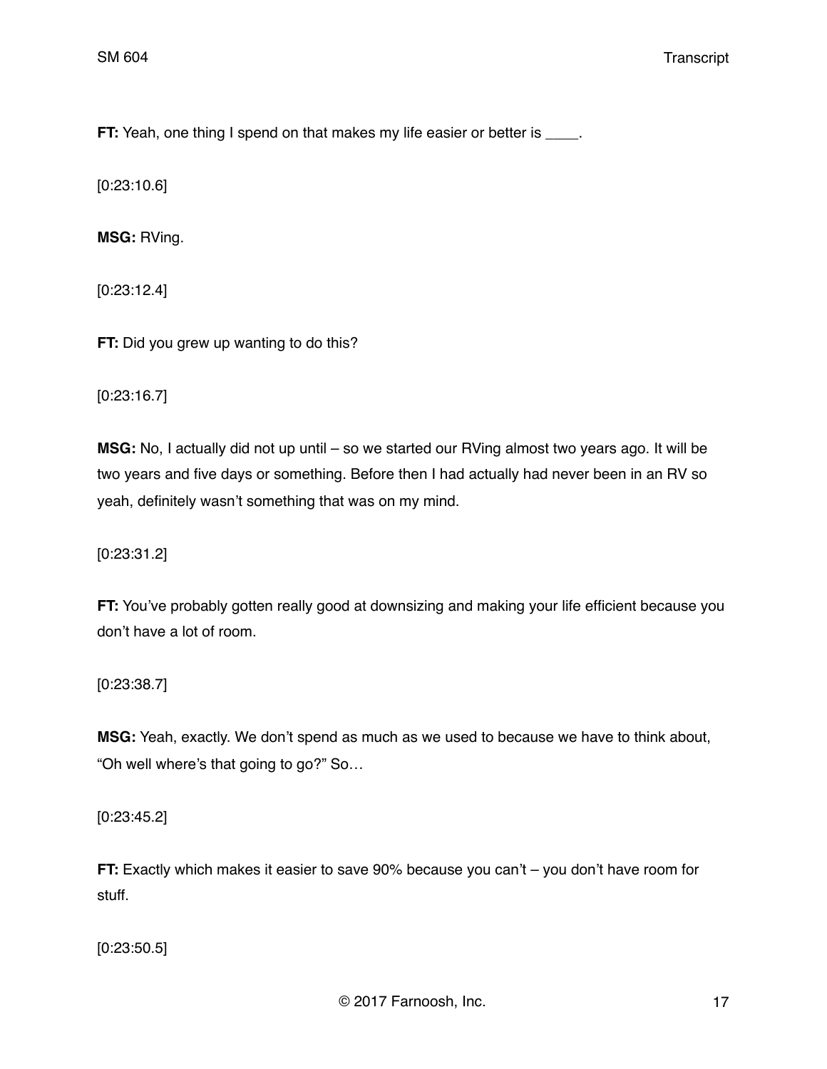**FT:** Yeah, one thing I spend on that makes my life easier or better is ____.

[0:23:10.6]

**MSG:** RVing.

[0:23:12.4]

**FT:** Did you grew up wanting to do this?

[0:23:16.7]

**MSG:** No, I actually did not up until – so we started our RVing almost two years ago. It will be two years and five days or something. Before then I had actually had never been in an RV so yeah, definitely wasn't something that was on my mind.

[0:23:31.2]

**FT:** You've probably gotten really good at downsizing and making your life efficient because you don't have a lot of room.

[0:23:38.7]

**MSG:** Yeah, exactly. We don't spend as much as we used to because we have to think about, "Oh well where's that going to go?" So…

[0:23:45.2]

**FT:** Exactly which makes it easier to save 90% because you can't – you don't have room for stuff.

[0:23:50.5]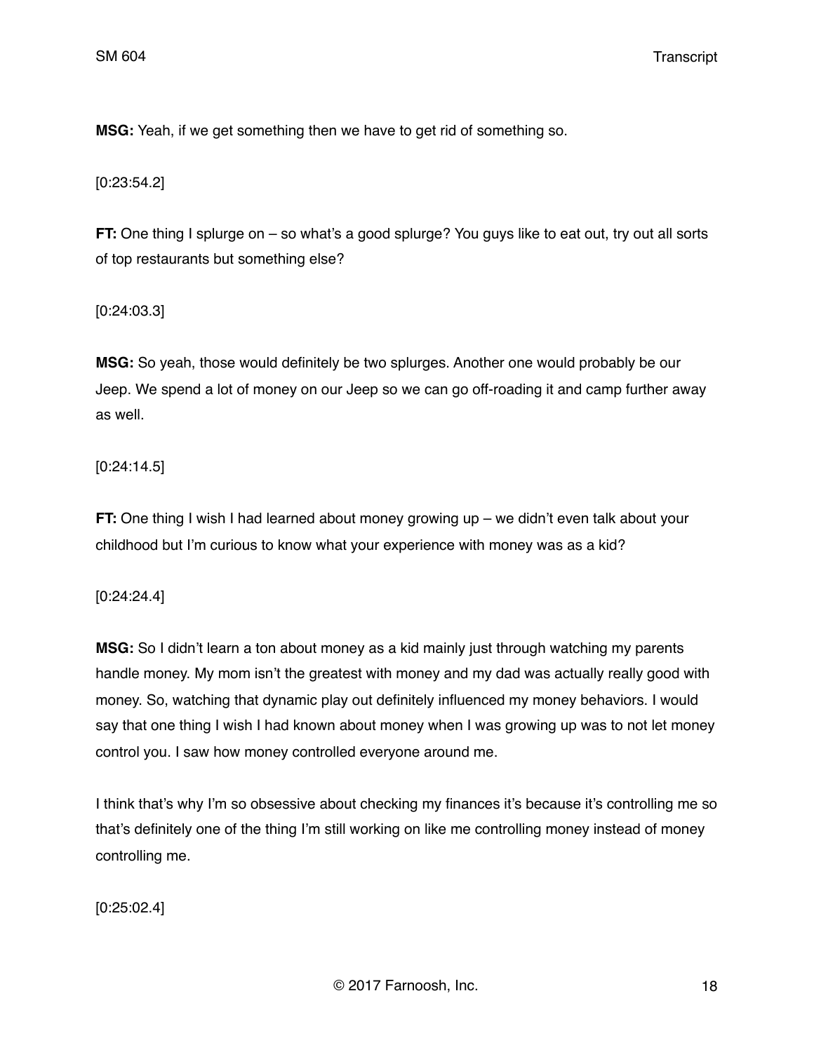**MSG:** Yeah, if we get something then we have to get rid of something so.

[0:23:54.2]

**FT:** One thing I splurge on – so what's a good splurge? You guys like to eat out, try out all sorts of top restaurants but something else?

[0:24:03.3]

**MSG:** So yeah, those would definitely be two splurges. Another one would probably be our Jeep. We spend a lot of money on our Jeep so we can go off-roading it and camp further away as well.

[0:24:14.5]

**FT:** One thing I wish I had learned about money growing up – we didn't even talk about your childhood but I'm curious to know what your experience with money was as a kid?

[0:24:24.4]

**MSG:** So I didn't learn a ton about money as a kid mainly just through watching my parents handle money. My mom isn't the greatest with money and my dad was actually really good with money. So, watching that dynamic play out definitely influenced my money behaviors. I would say that one thing I wish I had known about money when I was growing up was to not let money control you. I saw how money controlled everyone around me.

I think that's why I'm so obsessive about checking my finances it's because it's controlling me so that's definitely one of the thing I'm still working on like me controlling money instead of money controlling me.

[0:25:02.4]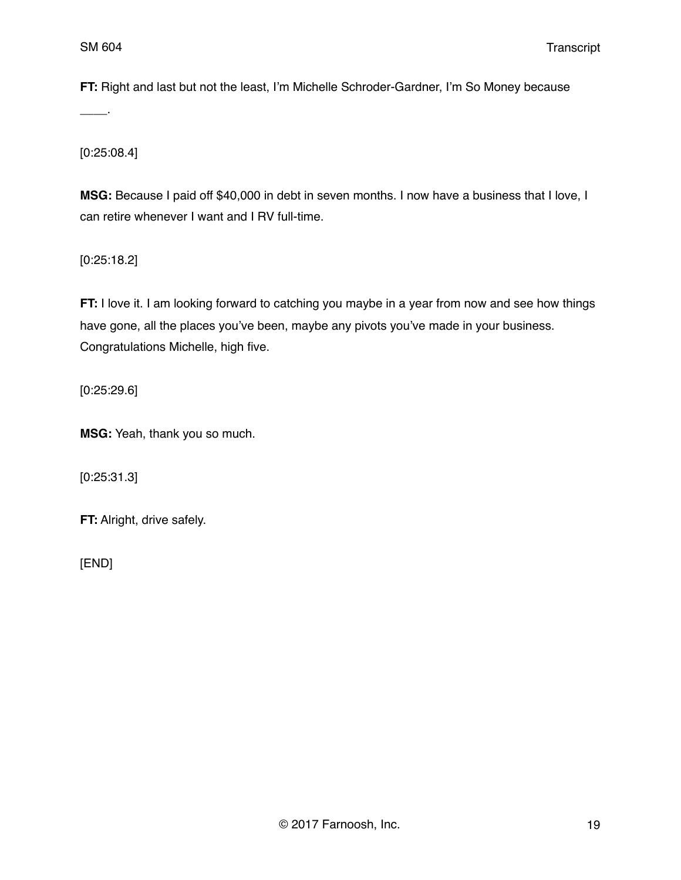**FT:** Right and last but not the least, I'm Michelle Schroder-Gardner, I'm So Money because ____.

[0:25:08.4]

**MSG:** Because I paid off $40,000 in debt in seven months. I now have a business that I love, I can retire whenever I want and I RV full-time.

[0:25:18.2]

**FT:** I love it. I am looking forward to catching you maybe in a year from now and see how things have gone, all the places you've been, maybe any pivots you've made in your business. Congratulations Michelle, high five.

[0:25:29.6]

**MSG:** Yeah, thank you so much.

[0:25:31.3]

**FT:** Alright, drive safely.

[END]

© 2017 Farnoosh, Inc.